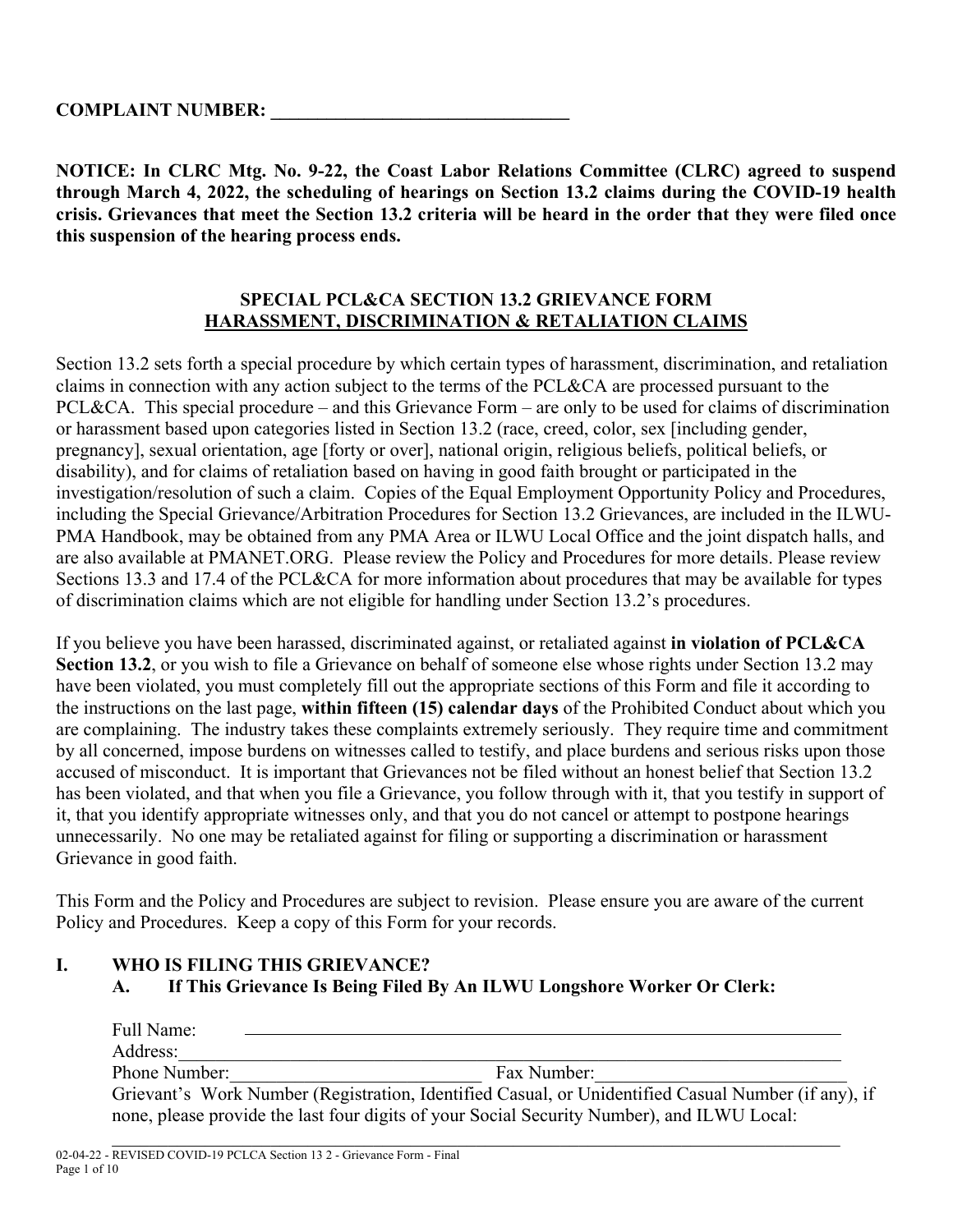**COMPLAINT NUMBER: ________________________________**

**NOTICE: In CLRC Mtg. No. 9-22, the Coast Labor Relations Committee (CLRC) agreed to suspend through March 4, 2022, the scheduling of hearings on Section 13.2 claims during the COVID-19 health crisis. Grievances that meet the Section 13.2 criteria will be heard in the order that they were filed once this suspension of the hearing process ends.**

## SPECIAL PCL&CA SECTION 13.2 GRIEVANCE FORM
## HARASSMENT, DISCRIMINATION & RETALIATION CLAIMS

Section 13.2 sets forth a special procedure by which certain types of harassment, discrimination, and retaliation claims in connection with any action subject to the terms of the PCL&CA are processed pursuant to the PCL&CA. This special procedure – and this Grievance Form – are only to be used for claims of discrimination or harassment based upon categories listed in Section 13.2 (race, creed, color, sex [including gender, pregnancy], sexual orientation, age [forty or over], national origin, religious beliefs, political beliefs, or disability), and for claims of retaliation based on having in good faith brought or participated in the investigation/resolution of such a claim. Copies of the Equal Employment Opportunity Policy and Procedures, including the Special Grievance/Arbitration Procedures for Section 13.2 Grievances, are included in the ILWU-PMA Handbook, may be obtained from any PMA Area or ILWU Local Office and the joint dispatch halls, and are also available at PMANET.ORG. Please review the Policy and Procedures for more details. Please review Sections 13.3 and 17.4 of the PCL&CA for more information about procedures that may be available for types of discrimination claims which are not eligible for handling under Section 13.2's procedures.

If you believe you have been harassed, discriminated against, or retaliated against **in violation of PCL&CA Section 13.2**, or you wish to file a Grievance on behalf of someone else whose rights under Section 13.2 may have been violated, you must completely fill out the appropriate sections of this Form and file it according to the instructions on the last page, **within fifteen (15) calendar days** of the Prohibited Conduct about which you are complaining. The industry takes these complaints extremely seriously. They require time and commitment by all concerned, impose burdens on witnesses called to testify, and place burdens and serious risks upon those accused of misconduct. It is important that Grievances not be filed without an honest belief that Section 13.2 has been violated, and that when you file a Grievance, you follow through with it, that you testify in support of it, that you identify appropriate witnesses only, and that you do not cancel or attempt to postpone hearings unnecessarily. No one may be retaliated against for filing or supporting a discrimination or harassment Grievance in good faith.

This Form and the Policy and Procedures are subject to revision. Please ensure you are aware of the current Policy and Procedures. Keep a copy of this Form for your records.

## I. WHO IS FILING THIS GRIEVANCE?

### A. If This Grievance Is Being Filed By An ILWU Longshore Worker Or Clerk:

Full Name: ____________________________________________________________

Address: ______________________________________________________________

Phone Number: ____________________________ Fax Number: ____________________________

Grievant's Work Number (Registration, Identified Casual, or Unidentified Casual Number (if any), if none, please provide the last four digits of your Social Security Number), and ILWU Local:

______________________________________________________________________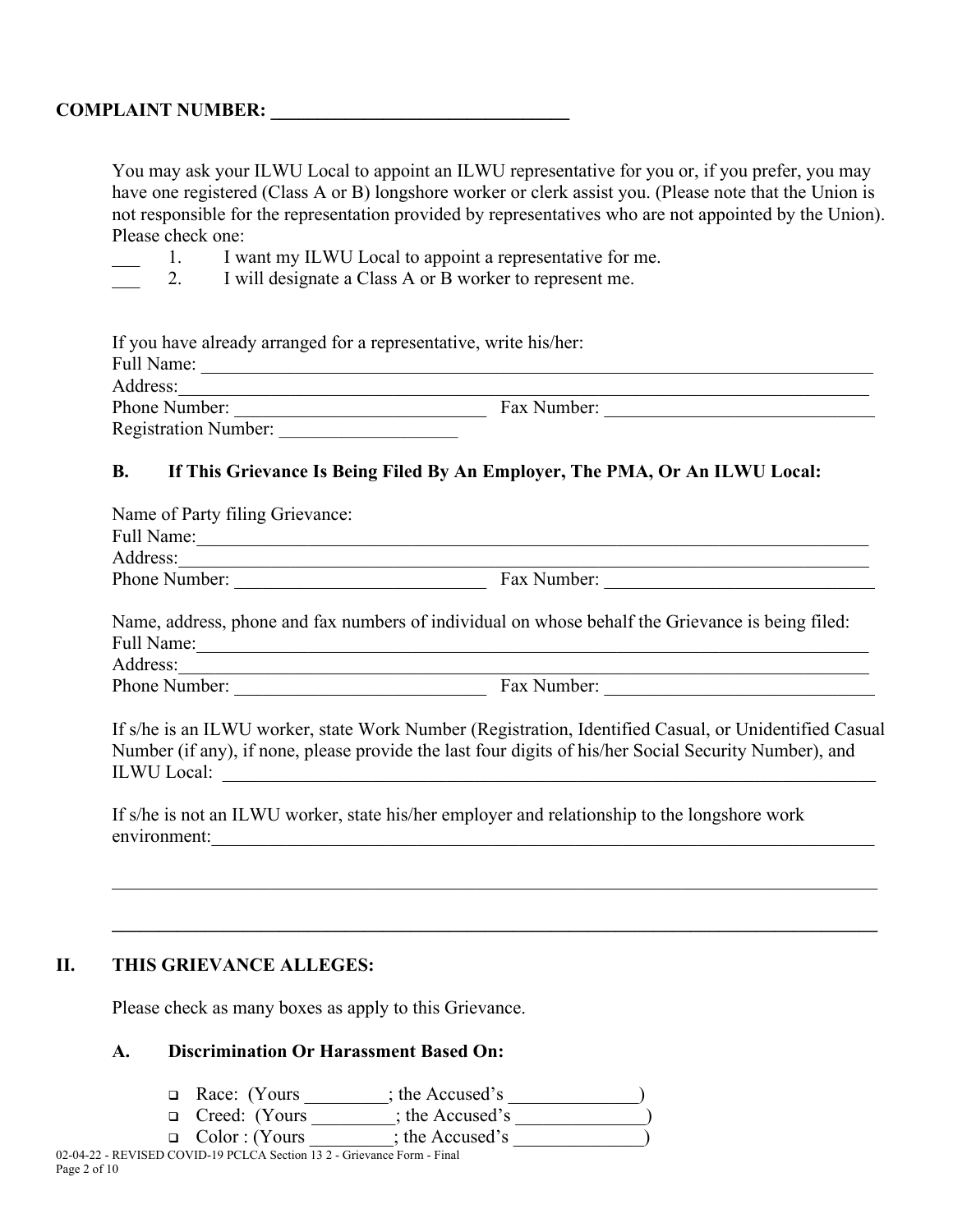**COMPLAINT NUMBER: ________________________________**

You may ask your ILWU Local to appoint an ILWU representative for you or, if you prefer, you may have one registered (Class A or B) longshore worker or clerk assist you. (Please note that the Union is not responsible for the representation provided by representatives who are not appointed by the Union). Please check one:

___ 1. I want my ILWU Local to appoint a representative for me.
___ 2. I will designate a Class A or B worker to represent me.

If you have already arranged for a representative, write his/her:
Full Name: ____________________________________________________________________________
Address: ______________________________________________________________________________
Phone Number: ____________________________ Fax Number: ______________________________
Registration Number: ____________________

### B. If This Grievance Is Being Filed By An Employer, The PMA, Or An ILWU Local:

Name of Party filing Grievance:
Full Name: ____________________________________________________________________________
Address: ______________________________________________________________________________
Phone Number: ____________________________ Fax Number: ______________________________

Name, address, phone and fax numbers of individual on whose behalf the Grievance is being filed:
Full Name: ____________________________________________________________________________
Address: ______________________________________________________________________________
Phone Number: ____________________________ Fax Number: ______________________________

If s/he is an ILWU worker, state Work Number (Registration, Identified Casual, or Unidentified Casual Number (if any), if none, please provide the last four digits of his/her Social Security Number), and ILWU Local: ______________________________________________________________________

If s/he is not an ILWU worker, state his/her employer and relationship to the longshore work environment: ___________________________________________________________________________

______________________________________________________________________________________

______________________________________________________________________________________

## II. THIS GRIEVANCE ALLEGES:

Please check as many boxes as apply to this Grievance.

### A. Discrimination Or Harassment Based On:

- ❑ Race: (Yours _________; the Accused's ______________)
- ❑ Creed: (Yours _________; the Accused's ______________)
- ❑ Color : (Yours _________; the Accused's ______________)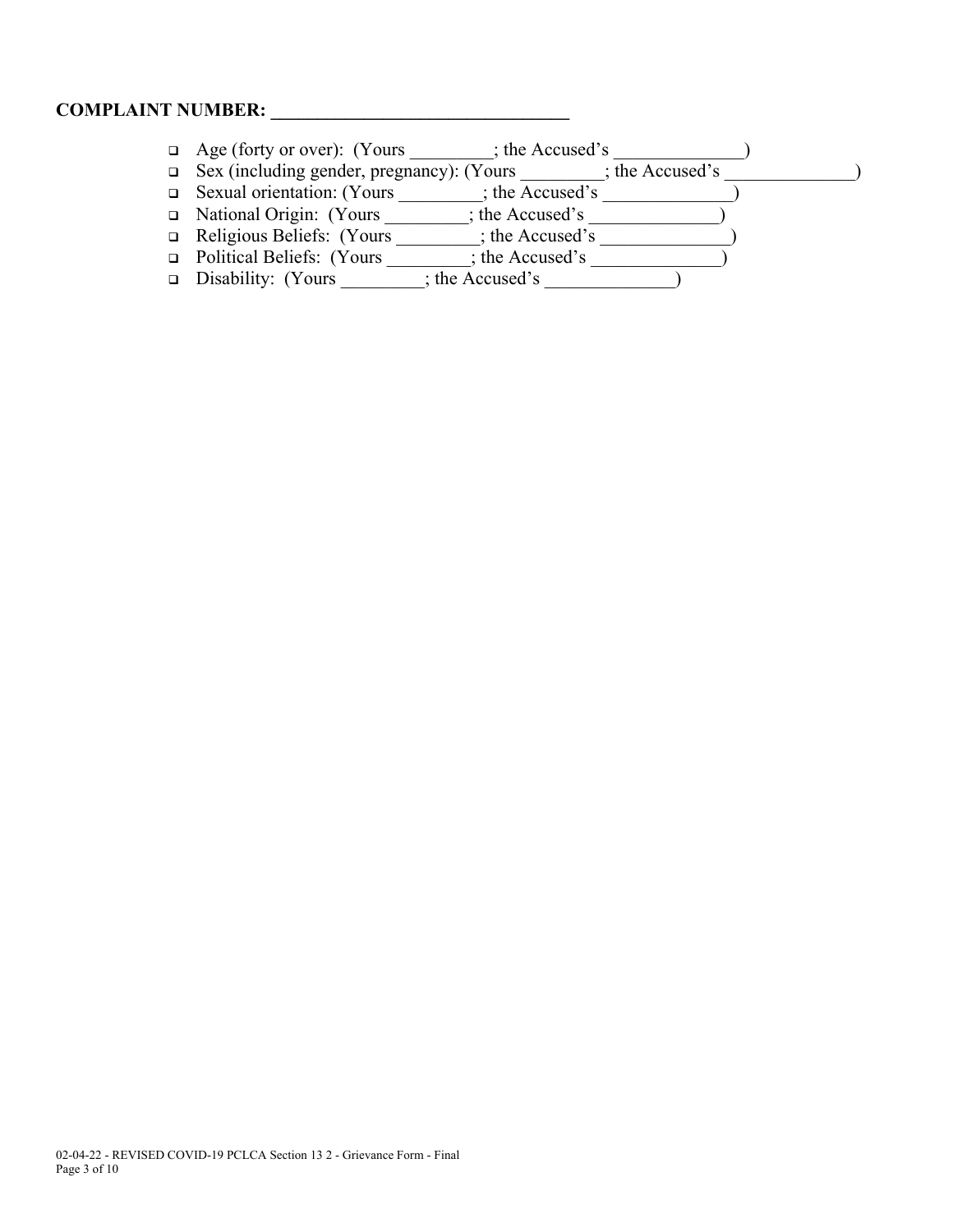**COMPLAINT NUMBER: ______________________________**

- ❑ Age (forty or over): (Yours _________; the Accused's ______________)
- ❑ Sex (including gender, pregnancy): (Yours _________; the Accused's ______________)
- ❑ Sexual orientation: (Yours _________; the Accused's ______________)
- ❑ National Origin: (Yours _________; the Accused's ______________)
- ❑ Religious Beliefs: (Yours _________; the Accused's ______________)
- ❑ Political Beliefs: (Yours _________; the Accused's ______________)
- ❑ Disability: (Yours _________; the Accused's ______________)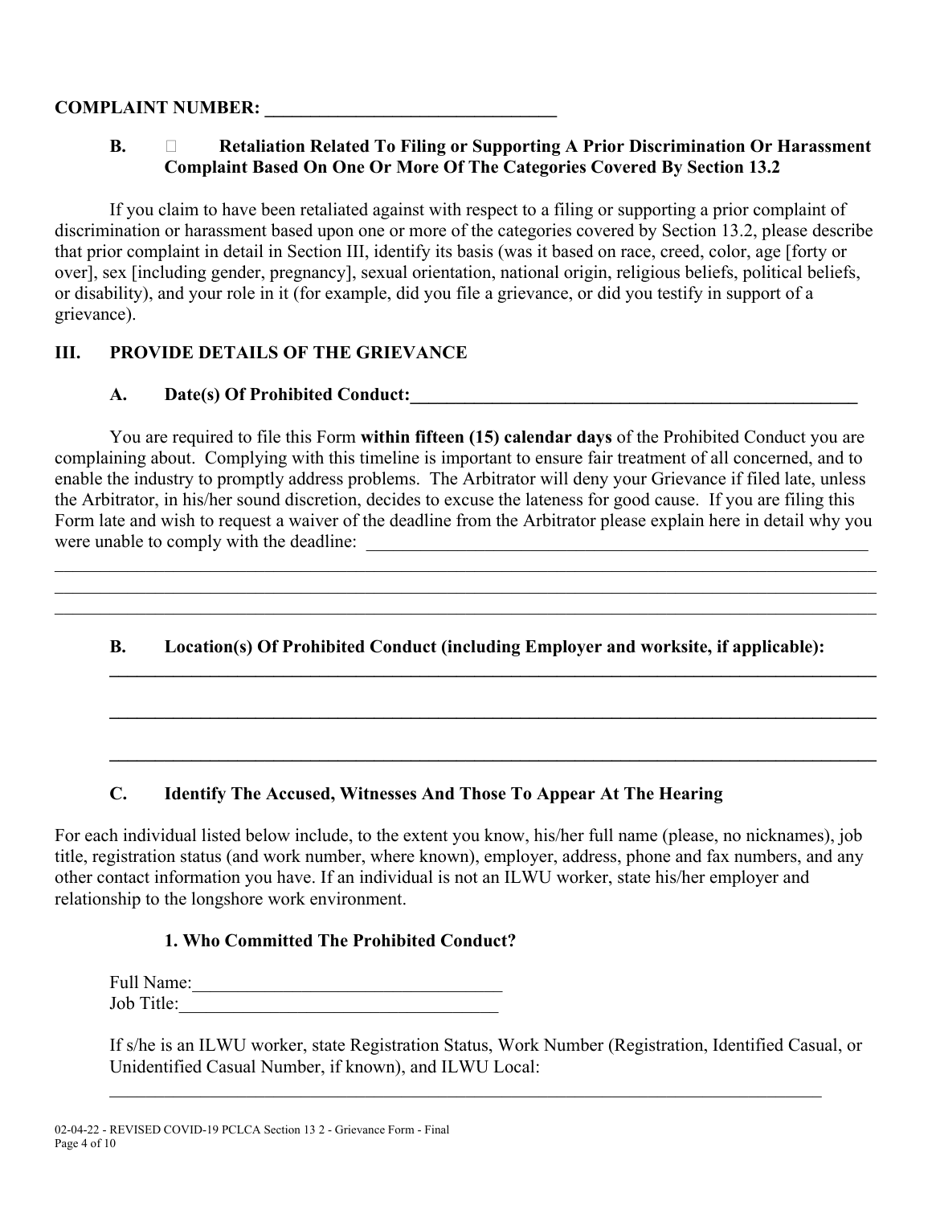**COMPLAINT NUMBER: ________________________________**

**B. ☐ Retaliation Related To Filing or Supporting A Prior Discrimination Or Harassment Complaint Based On One Or More Of The Categories Covered By Section 13.2**

If you claim to have been retaliated against with respect to a filing or supporting a prior complaint of discrimination or harassment based upon one or more of the categories covered by Section 13.2, please describe that prior complaint in detail in Section III, identify its basis (was it based on race, creed, color, age [forty or over], sex [including gender, pregnancy], sexual orientation, national origin, religious beliefs, political beliefs, or disability), and your role in it (for example, did you file a grievance, or did you testify in support of a grievance).

## III. PROVIDE DETAILS OF THE GRIEVANCE

### A. Date(s) Of Prohibited Conduct:____________________________________________________

You are required to file this Form **within fifteen (15) calendar days** of the Prohibited Conduct you are complaining about. Complying with this timeline is important to ensure fair treatment of all concerned, and to enable the industry to promptly address problems. The Arbitrator will deny your Grievance if filed late, unless the Arbitrator, in his/her sound discretion, decides to excuse the lateness for good cause. If you are filing this Form late and wish to request a waiver of the deadline from the Arbitrator please explain here in detail why you were unable to comply with the deadline: ____________________________________________________________

____________________________________________________________________________________________

____________________________________________________________________________________________

____________________________________________________________________________________________

### B. Location(s) Of Prohibited Conduct (including Employer and worksite, if applicable):

____________________________________________________________________________________________

____________________________________________________________________________________________

____________________________________________________________________________________________

### C. Identify The Accused, Witnesses And Those To Appear At The Hearing

For each individual listed below include, to the extent you know, his/her full name (please, no nicknames), job title, registration status (and work number, where known), employer, address, phone and fax numbers, and any other contact information you have. If an individual is not an ILWU worker, state his/her employer and relationship to the longshore work environment.

#### 1. Who Committed The Prohibited Conduct?

Full Name:__________________________________

Job Title:___________________________________

If s/he is an ILWU worker, state Registration Status, Work Number (Registration, Identified Casual, or Unidentified Casual Number, if known), and ILWU Local:

____________________________________________________________________________________________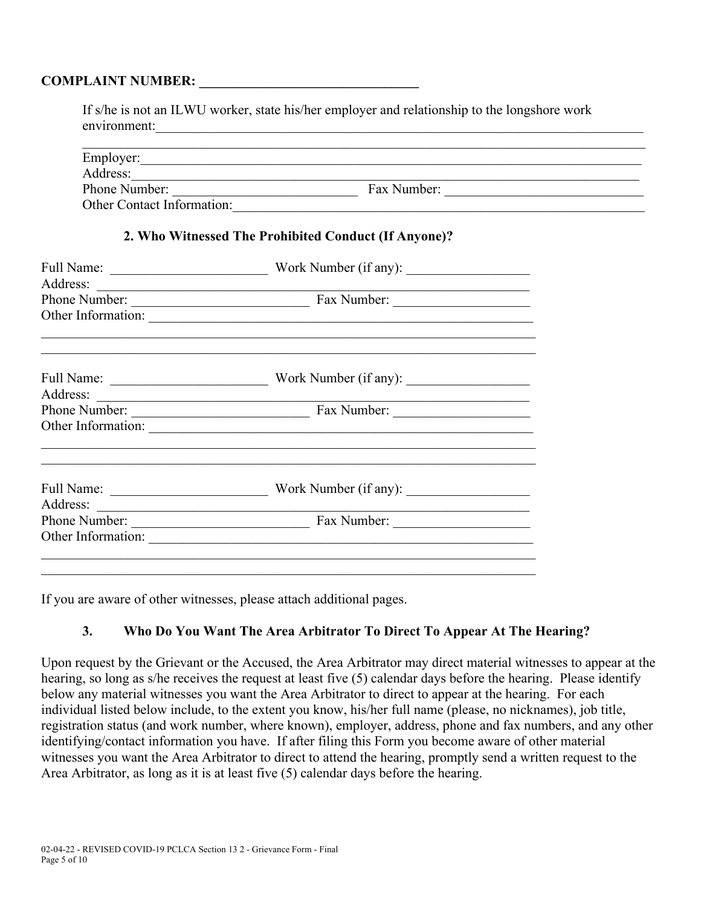**COMPLAINT NUMBER: ________________________________**

If s/he is not an ILWU worker, state his/her employer and relationship to the longshore work environment:_______________________________________________________________________

_______________________________________________________________________________

Employer:_______________________________________________________________________

Address:________________________________________________________________________

Phone Number: ___________________________ Fax Number: _____________________________

Other Contact Information:__________________________________________________________

### 2. Who Witnessed The Prohibited Conduct (If Anyone)?

Full Name: ________________________ Work Number (if any): __________________

Address: ________________________________________________________________

Phone Number: ___________________________ Fax Number: ____________________

Other Information: _________________________________________________________

_______________________________________________________________________________

_______________________________________________________________________________

Full Name: ________________________ Work Number (if any): __________________

Address: ________________________________________________________________

Phone Number: ___________________________ Fax Number: ____________________

Other Information: _________________________________________________________

_______________________________________________________________________________

_______________________________________________________________________________

Full Name: ________________________ Work Number (if any): __________________

Address: ________________________________________________________________

Phone Number: ___________________________ Fax Number: ____________________

Other Information: _________________________________________________________

_______________________________________________________________________________

_______________________________________________________________________________

If you are aware of other witnesses, please attach additional pages.

### 3. Who Do You Want The Area Arbitrator To Direct To Appear At The Hearing?

Upon request by the Grievant or the Accused, the Area Arbitrator may direct material witnesses to appear at the hearing, so long as s/he receives the request at least five (5) calendar days before the hearing. Please identify below any material witnesses you want the Area Arbitrator to direct to appear at the hearing. For each individual listed below include, to the extent you know, his/her full name (please, no nicknames), job title, registration status (and work number, where known), employer, address, phone and fax numbers, and any other identifying/contact information you have. If after filing this Form you become aware of other material witnesses you want the Area Arbitrator to direct to attend the hearing, promptly send a written request to the Area Arbitrator, as long as it is at least five (5) calendar days before the hearing.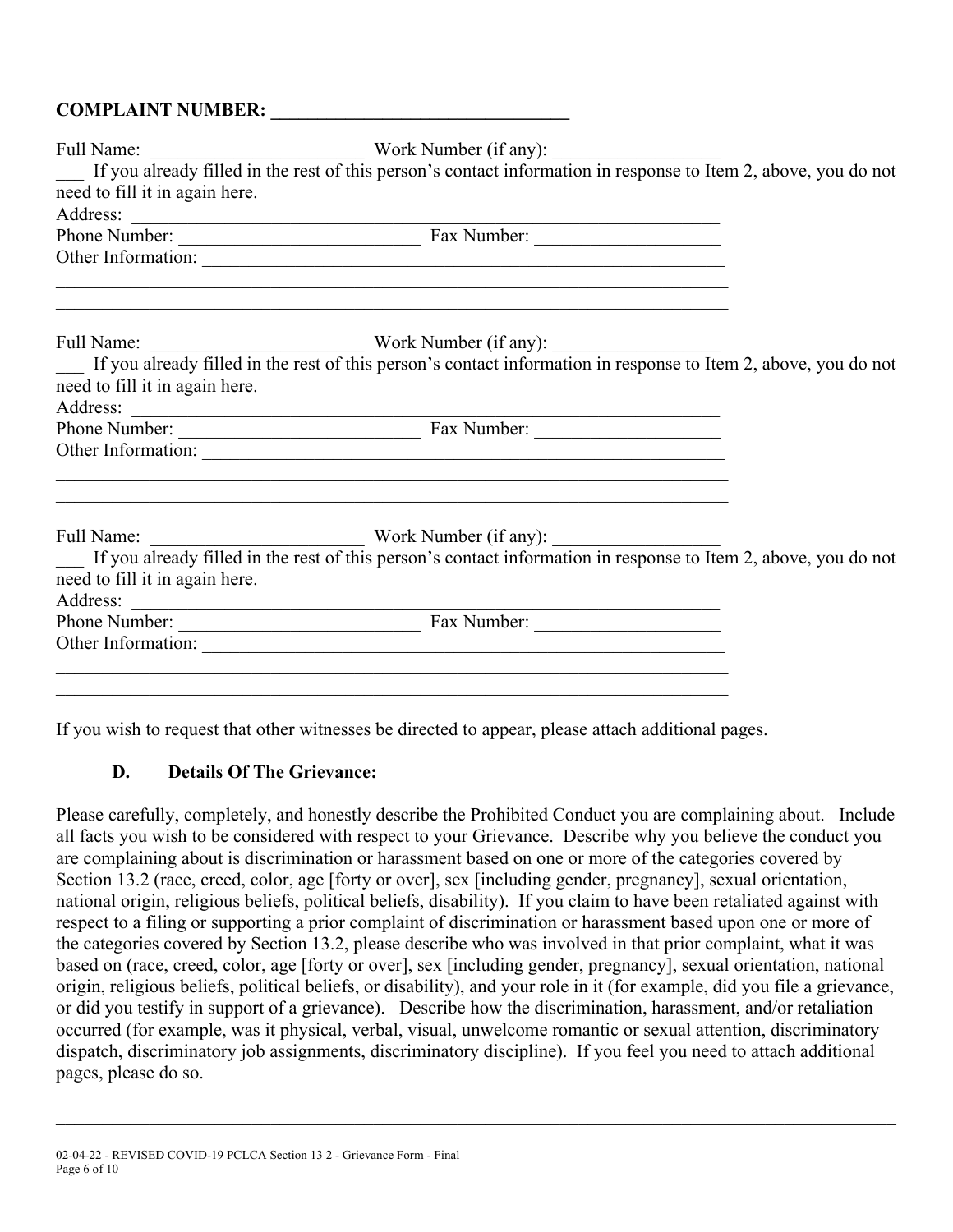**COMPLAINT NUMBER: ________________________________**

Full Name: _______________________ Work Number (if any): _________________

___ If you already filled in the rest of this person's contact information in response to Item 2, above, you do not need to fill it in again here.

Address: ________________________________________________________________

Phone Number: __________________________ Fax Number: ___________________

Other Information: ________________________________________________________

__________________________________________________________________________

__________________________________________________________________________

Full Name: _______________________ Work Number (if any): _________________

___ If you already filled in the rest of this person's contact information in response to Item 2, above, you do not need to fill it in again here.

Address: ________________________________________________________________

Phone Number: __________________________ Fax Number: ___________________

Other Information: ________________________________________________________

__________________________________________________________________________

__________________________________________________________________________

Full Name: _______________________ Work Number (if any): _________________

___ If you already filled in the rest of this person's contact information in response to Item 2, above, you do not need to fill it in again here.

Address: ________________________________________________________________

Phone Number: __________________________ Fax Number: ___________________

Other Information: ________________________________________________________

__________________________________________________________________________

__________________________________________________________________________

If you wish to request that other witnesses be directed to appear, please attach additional pages.

**D. Details Of The Grievance:**

Please carefully, completely, and honestly describe the Prohibited Conduct you are complaining about. Include all facts you wish to be considered with respect to your Grievance. Describe why you believe the conduct you are complaining about is discrimination or harassment based on one or more of the categories covered by Section 13.2 (race, creed, color, age [forty or over], sex [including gender, pregnancy], sexual orientation, national origin, religious beliefs, political beliefs, disability). If you claim to have been retaliated against with respect to a filing or supporting a prior complaint of discrimination or harassment based upon one or more of the categories covered by Section 13.2, please describe who was involved in that prior complaint, what it was based on (race, creed, color, age [forty or over], sex [including gender, pregnancy], sexual orientation, national origin, religious beliefs, political beliefs, or disability), and your role in it (for example, did you file a grievance, or did you testify in support of a grievance). Describe how the discrimination, harassment, and/or retaliation occurred (for example, was it physical, verbal, visual, unwelcome romantic or sexual attention, discriminatory dispatch, discriminatory job assignments, discriminatory discipline). If you feel you need to attach additional pages, please do so.

__________________________________________________________________________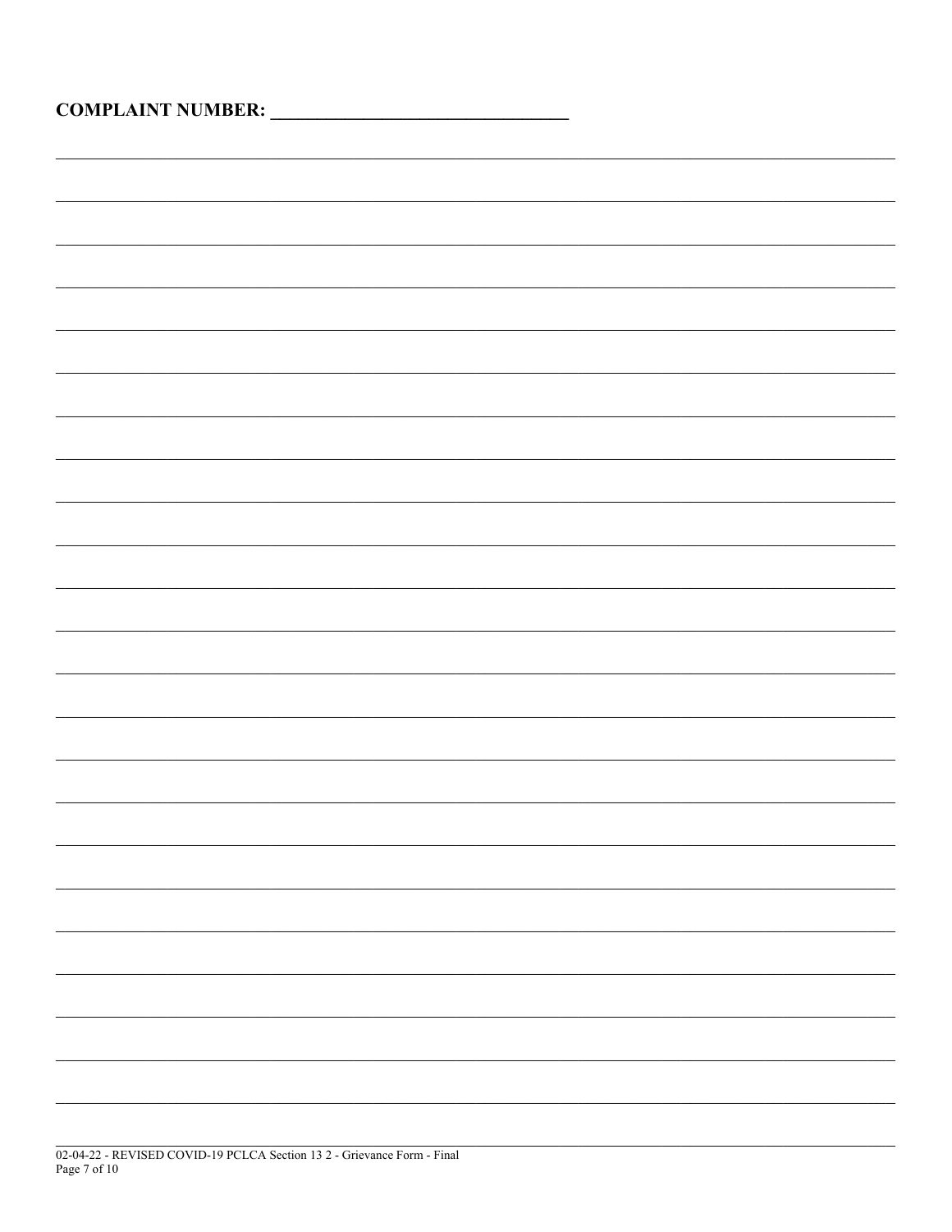**COMPLAINT NUMBER: ______________________________**

___________________________________________________________________________

___________________________________________________________________________

___________________________________________________________________________

___________________________________________________________________________

___________________________________________________________________________

___________________________________________________________________________

___________________________________________________________________________

___________________________________________________________________________

___________________________________________________________________________

___________________________________________________________________________

___________________________________________________________________________

___________________________________________________________________________

___________________________________________________________________________

___________________________________________________________________________

___________________________________________________________________________

___________________________________________________________________________

___________________________________________________________________________

___________________________________________________________________________

___________________________________________________________________________

___________________________________________________________________________

___________________________________________________________________________

___________________________________________________________________________

___________________________________________________________________________

___________________________________________________________________________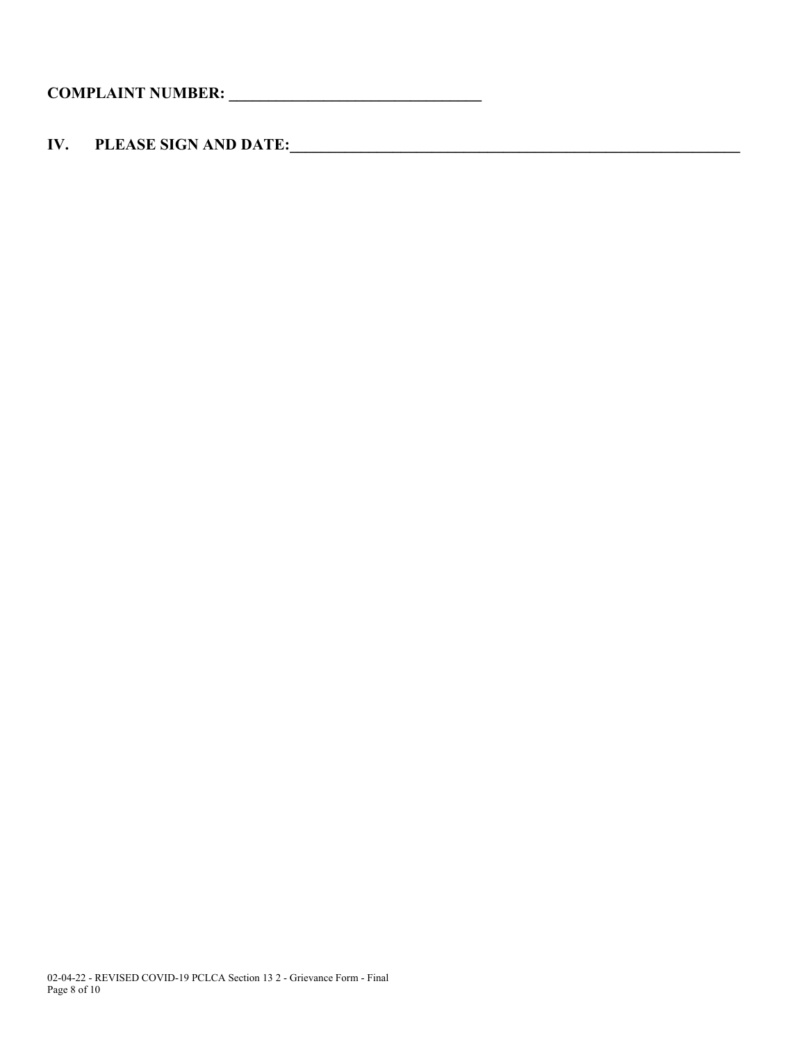**COMPLAINT NUMBER: ________________________________**

**IV. PLEASE SIGN AND DATE:__________________________________________________________**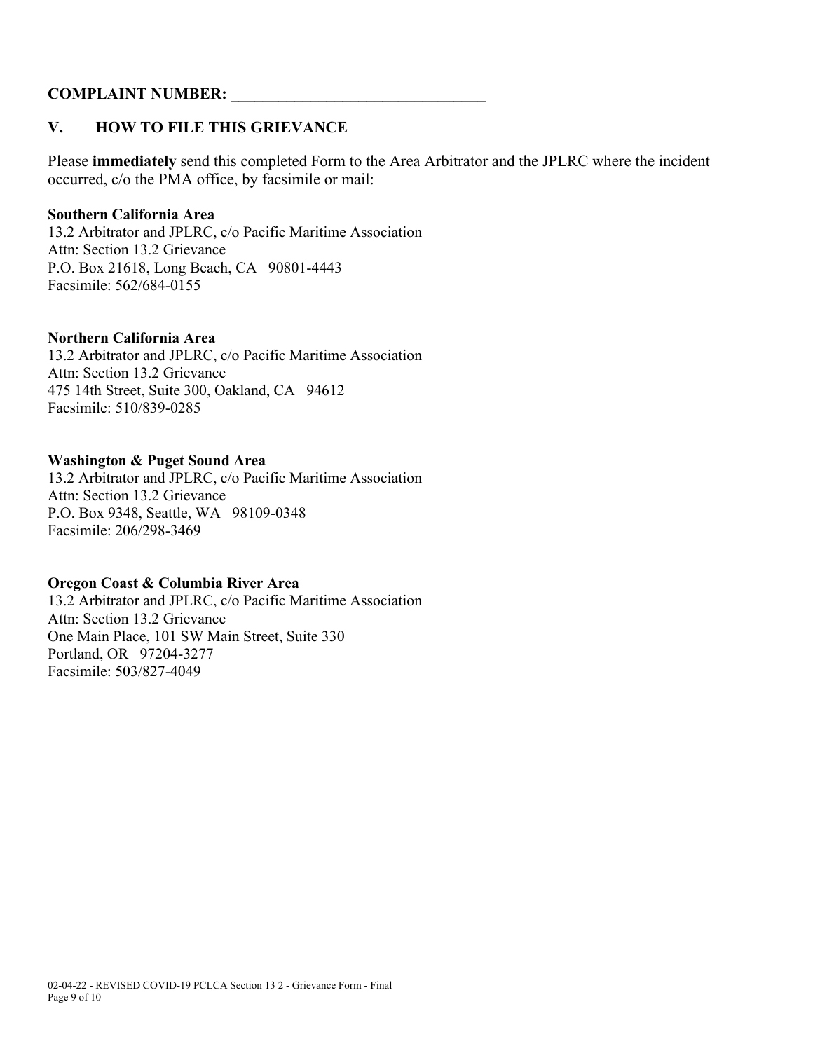**COMPLAINT NUMBER: \_\_\_\_\_\_\_\_\_\_\_\_\_\_\_\_\_\_\_\_\_\_\_\_\_\_\_\_\_\_\_\_**

## V. HOW TO FILE THIS GRIEVANCE

Please **immediately** send this completed Form to the Area Arbitrator and the JPLRC where the incident occurred, c/o the PMA office, by facsimile or mail:

**Southern California Area**
13.2 Arbitrator and JPLRC, c/o Pacific Maritime Association
Attn: Section 13.2 Grievance
P.O. Box 21618, Long Beach, CA 90801-4443
Facsimile: 562/684-0155

**Northern California Area**
13.2 Arbitrator and JPLRC, c/o Pacific Maritime Association
Attn: Section 13.2 Grievance
475 14th Street, Suite 300, Oakland, CA 94612
Facsimile: 510/839-0285

**Washington & Puget Sound Area**
13.2 Arbitrator and JPLRC, c/o Pacific Maritime Association
Attn: Section 13.2 Grievance
P.O. Box 9348, Seattle, WA 98109-0348
Facsimile: 206/298-3469

**Oregon Coast & Columbia River Area**
13.2 Arbitrator and JPLRC, c/o Pacific Maritime Association
Attn: Section 13.2 Grievance
One Main Place, 101 SW Main Street, Suite 330
Portland, OR 97204-3277
Facsimile: 503/827-4049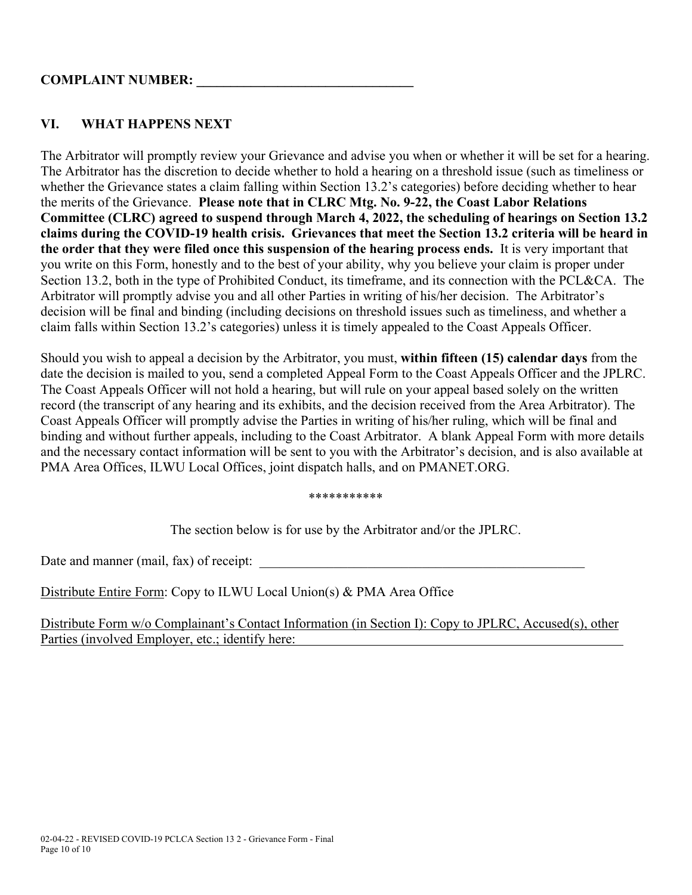**COMPLAINT NUMBER: ________________________________**

## VI. WHAT HAPPENS NEXT

The Arbitrator will promptly review your Grievance and advise you when or whether it will be set for a hearing. The Arbitrator has the discretion to decide whether to hold a hearing on a threshold issue (such as timeliness or whether the Grievance states a claim falling within Section 13.2's categories) before deciding whether to hear the merits of the Grievance. **Please note that in CLRC Mtg. No. 9-22, the Coast Labor Relations Committee (CLRC) agreed to suspend through March 4, 2022, the scheduling of hearings on Section 13.2 claims during the COVID-19 health crisis. Grievances that meet the Section 13.2 criteria will be heard in the order that they were filed once this suspension of the hearing process ends.** It is very important that you write on this Form, honestly and to the best of your ability, why you believe your claim is proper under Section 13.2, both in the type of Prohibited Conduct, its timeframe, and its connection with the PCL&CA. The Arbitrator will promptly advise you and all other Parties in writing of his/her decision. The Arbitrator's decision will be final and binding (including decisions on threshold issues such as timeliness, and whether a claim falls within Section 13.2's categories) unless it is timely appealed to the Coast Appeals Officer.

Should you wish to appeal a decision by the Arbitrator, you must, **within fifteen (15) calendar days** from the date the decision is mailed to you, send a completed Appeal Form to the Coast Appeals Officer and the JPLRC. The Coast Appeals Officer will not hold a hearing, but will rule on your appeal based solely on the written record (the transcript of any hearing and its exhibits, and the decision received from the Area Arbitrator). The Coast Appeals Officer will promptly advise the Parties in writing of his/her ruling, which will be final and binding and without further appeals, including to the Coast Arbitrator. A blank Appeal Form with more details and the necessary contact information will be sent to you with the Arbitrator's decision, and is also available at PMA Area Offices, ILWU Local Offices, joint dispatch halls, and on PMANET.ORG.

***********

The section below is for use by the Arbitrator and/or the JPLRC.

Date and manner (mail, fax) of receipt: ___________________________________________________

Distribute Entire Form: Copy to ILWU Local Union(s) & PMA Area Office

Distribute Form w/o Complainant's Contact Information (in Section I): Copy to JPLRC, Accused(s), other Parties (involved Employer, etc.; identify here: ___________________________________________________

02-04-22 - REVISED COVID-19 PCLCA Section 13 2 - Grievance Form - Final